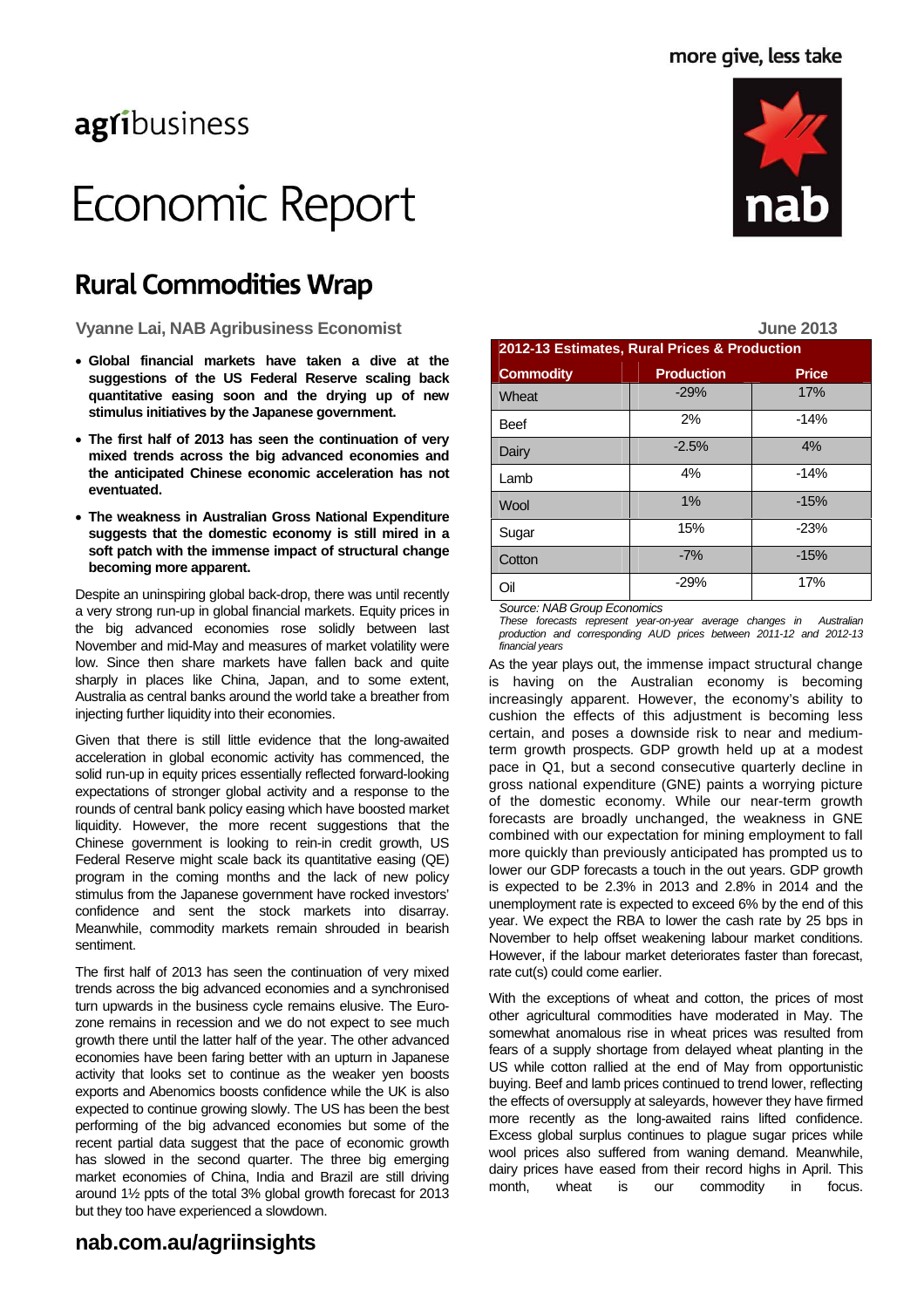more give, less take

agribusiness

# Economic Report

## Rural Commodities Wrap

**Vyanne Lai, NAB Agribusiness Economist**

**June 2013**

- **Global financial markets have taken a dive at the suggestions of the US Federal Reserve scaling back quantitative easing soon and the drying up of new stimulus initiatives by the Japanese government.**
- **The first half of 2013 has seen the continuation of very mixed trends across the big advanced economies and the anticipated Chinese economic acceleration has not eventuated.**
- **The weakness in Australian Gross National Expenditure suggests that the domestic economy is still mired in a soft patch with the immense impact of structural change becoming more apparent.**

Despite an uninspiring global back-drop, there was until recently a very strong run-up in global financial markets. Equity prices in the big advanced economies rose solidly between last November and mid-May and measures of market volatility were low. Since then share markets have fallen back and quite sharply in places like China, Japan, and to some extent, Australia as central banks around the world take a breather from injecting further liquidity into their economies.

Given that there is still little evidence that the long-awaited acceleration in global economic activity has commenced, the solid run-up in equity prices essentially reflected forward-looking expectations of stronger global activity and a response to the rounds of central bank policy easing which have boosted market liquidity. However, the more recent suggestions that the Chinese government is looking to rein-in credit growth, US Federal Reserve might scale back its quantitative easing (QE) program in the coming months and the lack of new policy stimulus from the Japanese government have rocked investors' confidence and sent the stock markets into disarray. Meanwhile, commodity markets remain shrouded in bearish sentiment.

The first half of 2013 has seen the continuation of very mixed trends across the big advanced economies and a synchronised turn upwards in the business cycle remains elusive. The Euro-zone remains in recession and we do not expect to see much growth there until the latter half of the year. The other advanced economies have been faring better with an upturn in Japanese activity that looks set to continue as the weaker yen boosts exports and Abenomics boosts confidence while the UK is also expected to continue growing slowly. The US has been the best performing of the big advanced economies but some of the recent partial data suggest that the pace of economic growth has slowed in the second quarter. The three big emerging market economies of China, India and Brazil are still driving around 1½ ppts of the total 3% global growth forecast for 2013 but they too have experienced a slowdown.

| 2012-13 Estimates, Rural Prices & Production | | |
|---|---|---|
| **Commodity** | **Production** | **Price** |
| Wheat | -29% | 17% |
| Beef | 2% | -14% |
| Dairy | -2.5% | 4% |
| Lamb | 4% | -14% |
| Wool | 1% | -15% |
| Sugar | 15% | -23% |
| Cotton | -7% | -15% |
| Oil | -29% | 17% |

*Source: NAB Group Economics*

*These forecasts represent year-on-year average changes in Australian production and corresponding AUD prices between 2011-12 and 2012-13 financial years*

As the year plays out, the immense impact structural change is having on the Australian economy is becoming increasingly apparent. However, the economy's ability to cushion the effects of this adjustment is becoming less certain, and poses a downside risk to near and medium-term growth prospects. GDP growth held up at a modest pace in Q1, but a second consecutive quarterly decline in gross national expenditure (GNE) paints a worrying picture of the domestic economy. While our near-term growth forecasts are broadly unchanged, the weakness in GNE combined with our expectation for mining employment to fall more quickly than previously anticipated has prompted us to lower our GDP forecasts a touch in the out years. GDP growth is expected to be 2.3% in 2013 and 2.8% in 2014 and the unemployment rate is expected to exceed 6% by the end of this year. We expect the RBA to lower the cash rate by 25 bps in November to help offset weakening labour market conditions. However, if the labour market deteriorates faster than forecast, rate cut(s) could come earlier.

With the exceptions of wheat and cotton, the prices of most other agricultural commodities have moderated in May. The somewhat anomalous rise in wheat prices was resulted from fears of a supply shortage from delayed wheat planting in the US while cotton rallied at the end of May from opportunistic buying. Beef and lamb prices continued to trend lower, reflecting the effects of oversupply at saleyards, however they have firmed more recently as the long-awaited rains lifted confidence. Excess global surplus continues to plague sugar prices while wool prices also suffered from waning demand. Meanwhile, dairy prices have eased from their record highs in April. This month, wheat is our commodity in focus.

**nab.com.au/agriinsights**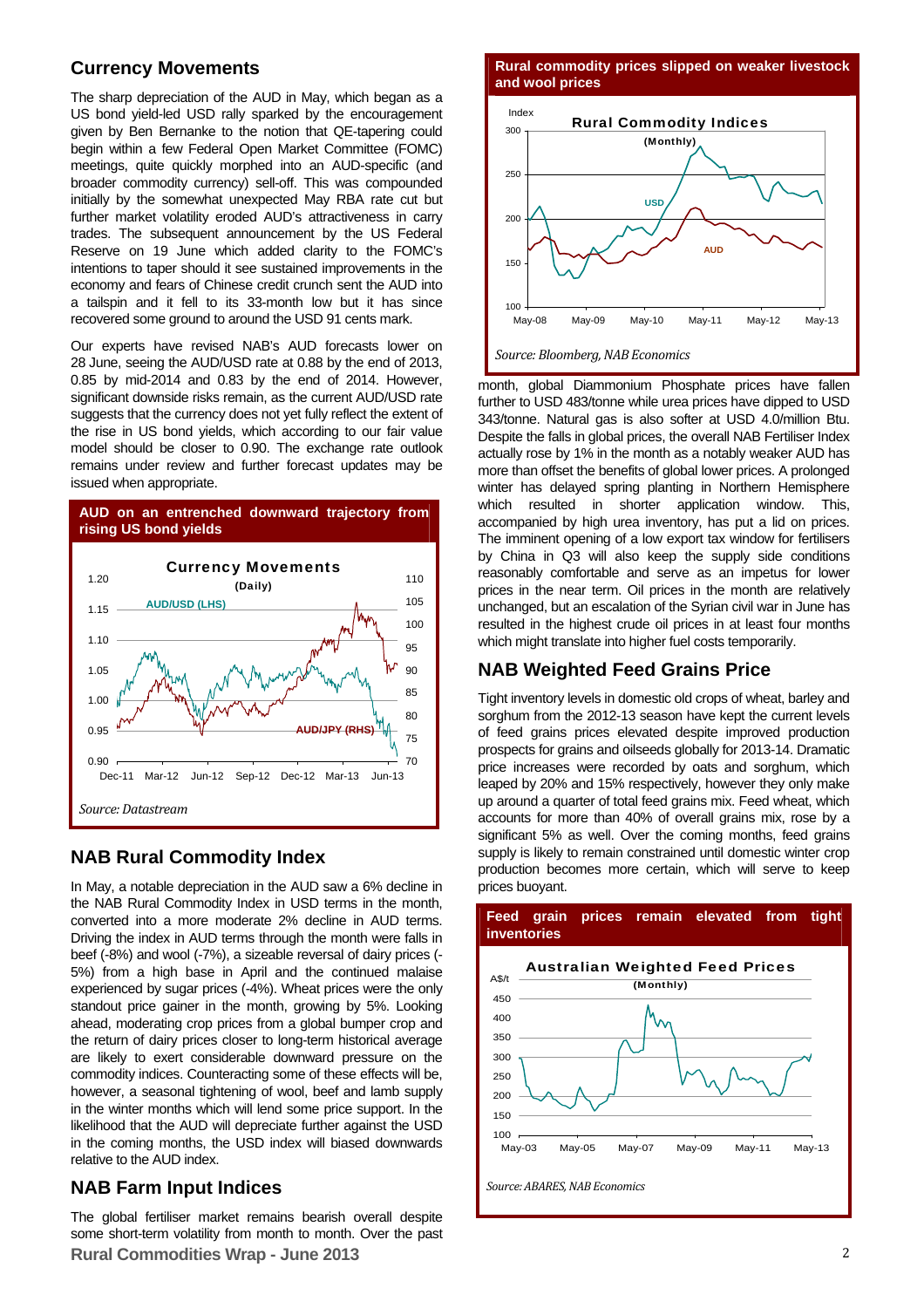## Currency Movements

The sharp depreciation of the AUD in May, which began as a US bond yield-led USD rally sparked by the encouragement given by Ben Bernanke to the notion that QE-tapering could begin within a few Federal Open Market Committee (FOMC) meetings, quite quickly morphed into an AUD-specific (and broader commodity currency) sell-off. This was compounded initially by the somewhat unexpected May RBA rate cut but further market volatility eroded AUD's attractiveness in carry trades. The subsequent announcement by the US Federal Reserve on 19 June which added clarity to the FOMC's intentions to taper should it see sustained improvements in the economy and fears of Chinese credit crunch sent the AUD into a tailspin and it fell to its 33-month low but it has since recovered some ground to around the USD 91 cents mark.

Our experts have revised NAB's AUD forecasts lower on 28 June, seeing the AUD/USD rate at 0.88 by the end of 2013, 0.85 by mid-2014 and 0.83 by the end of 2014. However, significant downside risks remain, as the current AUD/USD rate suggests that the currency does not yet fully reflect the extent of the rise in US bond yields, which according to our fair value model should be closer to 0.90. The exchange rate outlook remains under review and further forecast updates may be issued when appropriate.

**AUD on an entrenched downward trajectory from rising US bond yields**

Source: Datastream

## NAB Rural Commodity Index

In May, a notable depreciation in the AUD saw a 6% decline in the NAB Rural Commodity Index in USD terms in the month, converted into a more moderate 2% decline in AUD terms. Driving the index in AUD terms through the month were falls in beef (-8%) and wool (-7%), a sizeable reversal of dairy prices (-5%) from a high base in April and the continued malaise experienced by sugar prices (-4%). Wheat prices were the only standout price gainer in the month, growing by 5%. Looking ahead, moderating crop prices from a global bumper crop and the return of dairy prices closer to long-term historical average are likely to exert considerable downward pressure on the commodity indices. Counteracting some of these effects will be, however, a seasonal tightening of wool, beef and lamb supply in the winter months which will lend some price support. In the likelihood that the AUD will depreciate further against the USD in the coming months, the USD index will biased downwards relative to the AUD index.

## NAB Farm Input Indices

The global fertiliser market remains bearish overall despite some short-term volatility from month to month. Over the past month, global Diammonium Phosphate prices have fallen further to USD 483/tonne while urea prices have dipped to USD 343/tonne. Natural gas is also softer at USD 4.0/million Btu. Despite the falls in global prices, the overall NAB Fertiliser Index actually rose by 1% in the month as a notably weaker AUD has more than offset the benefits of global lower prices. A prolonged winter has delayed spring planting in Northern Hemisphere which resulted in shorter application window. This, accompanied by high urea inventory, has put a lid on prices. The imminent opening of a low export tax window for fertilisers by China in Q3 will also keep the supply side conditions reasonably comfortable and serve as an impetus for lower prices in the near term. Oil prices in the month are relatively unchanged, but an escalation of the Syrian civil war in June has resulted in the highest crude oil prices in at least four months which might translate into higher fuel costs temporarily.

**Rural commodity prices slipped on weaker livestock and wool prices**

Source: Bloomberg, NAB Economics

## NAB Weighted Feed Grains Price

Tight inventory levels in domestic old crops of wheat, barley and sorghum from the 2012-13 season have kept the current levels of feed grains prices elevated despite improved production prospects for grains and oilseeds globally for 2013-14. Dramatic price increases were recorded by oats and sorghum, which leaped by 20% and 15% respectively, however they only make up around a quarter of total feed grains mix. Feed wheat, which accounts for more than 40% of overall grains mix, rose by a significant 5% as well. Over the coming months, feed grains supply is likely to remain constrained until domestic winter crop production becomes more certain, which will serve to keep prices buoyant.

**Feed grain prices remain elevated from tight inventories**

Source: ABARES, NAB Economics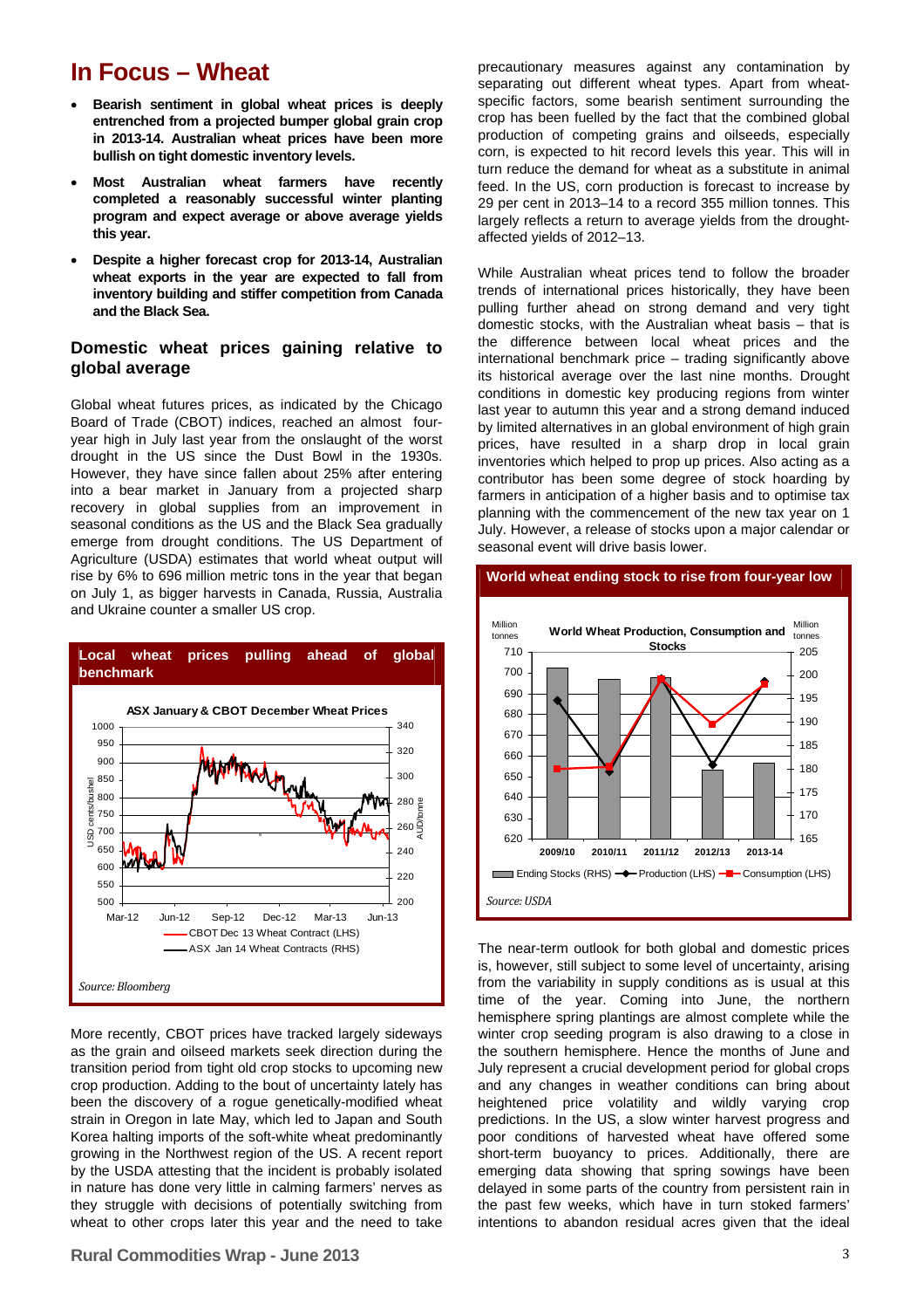# In Focus – Wheat

- **Bearish sentiment in global wheat prices is deeply entrenched from a projected bumper global grain crop in 2013-14. Australian wheat prices have been more bullish on tight domestic inventory levels.**
- **Most Australian wheat farmers have recently completed a reasonably successful winter planting program and expect average or above average yields this year.**
- **Despite a higher forecast crop for 2013-14, Australian wheat exports in the year are expected to fall from inventory building and stiffer competition from Canada and the Black Sea.**

## Domestic wheat prices gaining relative to global average

Global wheat futures prices, as indicated by the Chicago Board of Trade (CBOT) indices, reached an almost four-year high in July last year from the onslaught of the worst drought in the US since the Dust Bowl in the 1930s. However, they have since fallen about 25% after entering into a bear market in January from a projected sharp recovery in global supplies from an improvement in seasonal conditions as the US and the Black Sea gradually emerge from drought conditions. The US Department of Agriculture (USDA) estimates that world wheat output will rise by 6% to 696 million metric tons in the year that began on July 1, as bigger harvests in Canada, Russia, Australia and Ukraine counter a smaller US crop.

**Local wheat prices pulling ahead of global benchmark**

ASX January & CBOT December Wheat Prices

*Source: Bloomberg*

More recently, CBOT prices have tracked largely sideways as the grain and oilseed markets seek direction during the transition period from tight old crop stocks to upcoming new crop production. Adding to the bout of uncertainty lately has been the discovery of a rogue genetically-modified wheat strain in Oregon in late May, which led to Japan and South Korea halting imports of the soft-white wheat predominantly growing in the Northwest region of the US. A recent report by the USDA attesting that the incident is probably isolated in nature has done very little in calming farmers' nerves as they struggle with decisions of potentially switching from wheat to other crops later this year and the need to take precautionary measures against any contamination by separating out different wheat types. Apart from wheat-specific factors, some bearish sentiment surrounding the crop has been fuelled by the fact that the combined global production of competing grains and oilseeds, especially corn, is expected to hit record levels this year. This will in turn reduce the demand for wheat as a substitute in animal feed. In the US, corn production is forecast to increase by 29 per cent in 2013–14 to a record 355 million tonnes. This largely reflects a return to average yields from the drought-affected yields of 2012–13.

While Australian wheat prices tend to follow the broader trends of international prices historically, they have been pulling further ahead on strong demand and very tight domestic stocks, with the Australian wheat basis – that is the difference between local wheat prices and the international benchmark price – trading significantly above its historical average over the last nine months. Drought conditions in domestic key producing regions from winter last year to autumn this year and a strong demand induced by limited alternatives in an global environment of high grain prices, have resulted in a sharp drop in local grain inventories which helped to prop up prices. Also acting as a contributor has been some degree of stock hoarding by farmers in anticipation of a higher basis and to optimise tax planning with the commencement of the new tax year on 1 July. However, a release of stocks upon a major calendar or seasonal event will drive basis lower.

**World wheat ending stock to rise from four-year low**

World Wheat Production, Consumption and Stocks

*Source: USDA*

The near-term outlook for both global and domestic prices is, however, still subject to some level of uncertainty, arising from the variability in supply conditions as is usual at this time of the year. Coming into June, the northern hemisphere spring plantings are almost complete while the winter crop seeding program is also drawing to a close in the southern hemisphere. Hence the months of June and July represent a crucial development period for global crops and any changes in weather conditions can bring about heightened price volatility and wildly varying crop predictions. In the US, a slow winter harvest progress and poor conditions of harvested wheat have offered some short-term buoyancy to prices. Additionally, there are emerging data showing that spring sowings have been delayed in some parts of the country from persistent rain in the past few weeks, which have in turn stoked farmers' intentions to abandon residual acres given that the ideal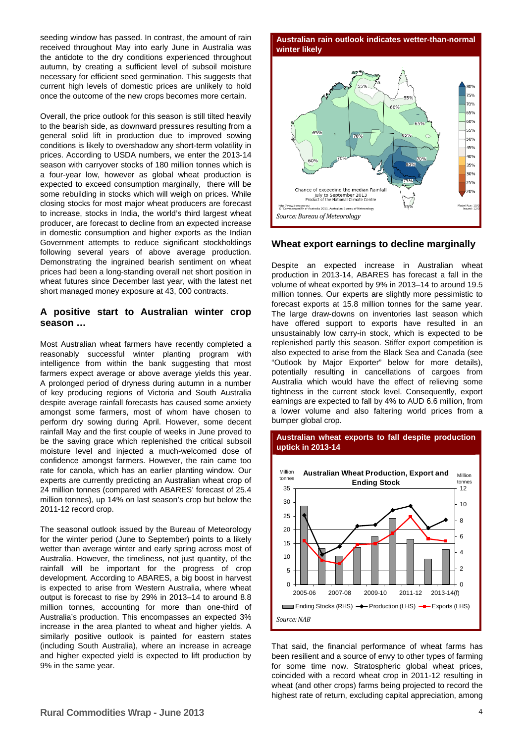seeding window has passed. In contrast, the amount of rain received throughout May into early June in Australia was the antidote to the dry conditions experienced throughout autumn, by creating a sufficient level of subsoil moisture necessary for efficient seed germination. This suggests that current high levels of domestic prices are unlikely to hold once the outcome of the new crops becomes more certain.

Overall, the price outlook for this season is still tilted heavily to the bearish side, as downward pressures resulting from a general solid lift in production due to improved sowing conditions is likely to overshadow any short-term volatility in prices. According to USDA numbers, we enter the 2013-14 season with carryover stocks of 180 million tonnes which is a four-year low, however as global wheat production is expected to exceed consumption marginally, there will be some rebuilding in stocks which will weigh on prices. While closing stocks for most major wheat producers are forecast to increase, stocks in India, the world's third largest wheat producer, are forecast to decline from an expected increase in domestic consumption and higher exports as the Indian Government attempts to reduce significant stockholdings following several years of above average production. Demonstrating the ingrained bearish sentiment on wheat prices had been a long-standing overall net short position in wheat futures since December last year, with the latest net short managed money exposure at 43, 000 contracts.

## A positive start to Australian winter crop season …

Most Australian wheat farmers have recently completed a reasonably successful winter planting program with intelligence from within the bank suggesting that most farmers expect average or above average yields this year. A prolonged period of dryness during autumn in a number of key producing regions of Victoria and South Australia despite average rainfall forecasts has caused some anxiety amongst some farmers, most of whom have chosen to perform dry sowing during April. However, some decent rainfall May and the first couple of weeks in June proved to be the saving grace which replenished the critical subsoil moisture level and injected a much-welcomed dose of confidence amongst farmers. However, the rain came too rate for canola, which has an earlier planting window. Our experts are currently predicting an Australian wheat crop of 24 million tonnes (compared with ABARES' forecast of 25.4 million tonnes), up 14% on last season's crop but below the 2011-12 record crop.

The seasonal outlook issued by the Bureau of Meteorology for the winter period (June to September) points to a likely wetter than average winter and early spring across most of Australia. However, the timeliness, not just quantity, of the rainfall will be important for the progress of crop development. According to ABARES, a big boost in harvest is expected to arise from Western Australia, where wheat output is forecast to rise by 29% in 2013–14 to around 8.8 million tonnes, accounting for more than one-third of Australia's production. This encompasses an expected 3% increase in the area planted to wheat and higher yields. A similarly positive outlook is painted for eastern states (including South Australia), where an increase in acreage and higher expected yield is expected to lift production by 9% in the same year.

**Australian rain outlook indicates wetter-than-normal winter likely**

Chance of exceeding the median Rainfall July to September 2013
Product of the National Climate Centre

*Source: Bureau of Meteorology*

## Wheat export earnings to decline marginally

Despite an expected increase in Australian wheat production in 2013-14, ABARES has forecast a fall in the volume of wheat exported by 9% in 2013–14 to around 19.5 million tonnes. Our experts are slightly more pessimistic to forecast exports at 15.8 million tonnes for the same year. The large draw-downs on inventories last season which have offered support to exports have resulted in an unsustainably low carry-in stock, which is expected to be replenished partly this season. Stiffer export competition is also expected to arise from the Black Sea and Canada (see "Outlook by Major Exporter" below for more details), potentially resulting in cancellations of cargoes from Australia which would have the effect of relieving some tightness in the current stock level. Consequently, export earnings are expected to fall by 4% to AUD 6.6 million, from a lower volume and also faltering world prices from a bumper global crop.

**Australian wheat exports to fall despite production uptick in 2013-14**

Australian Wheat Production, Export and Ending Stock

Ending Stocks (RHS), Production (LHS), Exports (LHS)

*Source: NAB*

That said, the financial performance of wheat farms has been resilient and a source of envy to other types of farming for some time now. Stratospheric global wheat prices, coincided with a record wheat crop in 2011-12 resulting in wheat (and other crops) farms being projected to record the highest rate of return, excluding capital appreciation, among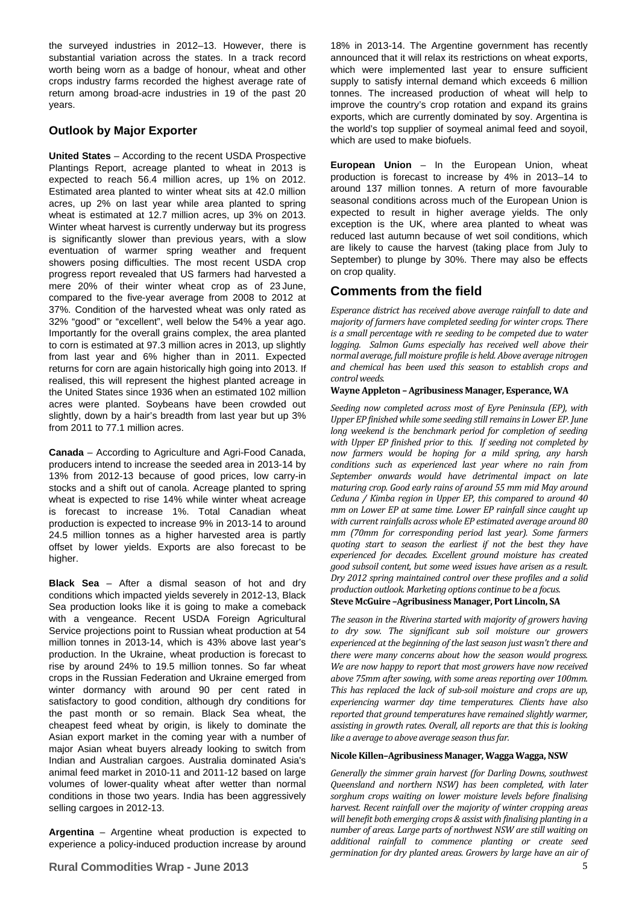the surveyed industries in 2012–13. However, there is substantial variation across the states. In a track record worth being worn as a badge of honour, wheat and other crops industry farms recorded the highest average rate of return among broad-acre industries in 19 of the past 20 years.

## Outlook by Major Exporter

**United States** – According to the recent USDA Prospective Plantings Report, acreage planted to wheat in 2013 is expected to reach 56.4 million acres, up 1% on 2012. Estimated area planted to winter wheat sits at 42.0 million acres, up 2% on last year while area planted to spring wheat is estimated at 12.7 million acres, up 3% on 2013. Winter wheat harvest is currently underway but its progress is significantly slower than previous years, with a slow eventuation of warmer spring weather and frequent showers posing difficulties. The most recent USDA crop progress report revealed that US farmers had harvested a mere 20% of their winter wheat crop as of 23 June, compared to the five-year average from 2008 to 2012 at 37%. Condition of the harvested wheat was only rated as 32% "good" or "excellent", well below the 54% a year ago. Importantly for the overall grains complex, the area planted to corn is estimated at 97.3 million acres in 2013, up slightly from last year and 6% higher than in 2011. Expected returns for corn are again historically high going into 2013. If realised, this will represent the highest planted acreage in the United States since 1936 when an estimated 102 million acres were planted. Soybeans have been crowded out slightly, down by a hair's breadth from last year but up 3% from 2011 to 77.1 million acres.

**Canada** – According to Agriculture and Agri-Food Canada, producers intend to increase the seeded area in 2013-14 by 13% from 2012-13 because of good prices, low carry-in stocks and a shift out of canola. Acreage planted to spring wheat is expected to rise 14% while winter wheat acreage is forecast to increase 1%. Total Canadian wheat production is expected to increase 9% in 2013-14 to around 24.5 million tonnes as a higher harvested area is partly offset by lower yields. Exports are also forecast to be higher.

**Black Sea** – After a dismal season of hot and dry conditions which impacted yields severely in 2012-13, Black Sea production looks like it is going to make a comeback with a vengeance. Recent USDA Foreign Agricultural Service projections point to Russian wheat production at 54 million tonnes in 2013-14, which is 43% above last year's production. In the Ukraine, wheat production is forecast to rise by around 24% to 19.5 million tonnes. So far wheat crops in the Russian Federation and Ukraine emerged from winter dormancy with around 90 per cent rated in satisfactory to good condition, although dry conditions for the past month or so remain. Black Sea wheat, the cheapest feed wheat by origin, is likely to dominate the Asian export market in the coming year with a number of major Asian wheat buyers already looking to switch from Indian and Australian cargoes. Australia dominated Asia's animal feed market in 2010-11 and 2011-12 based on large volumes of lower-quality wheat after wetter than normal conditions in those two years. India has been aggressively selling cargoes in 2012-13.

**Argentina** – Argentine wheat production is expected to experience a policy-induced production increase by around 18% in 2013-14. The Argentine government has recently announced that it will relax its restrictions on wheat exports, which were implemented last year to ensure sufficient supply to satisfy internal demand which exceeds 6 million tonnes. The increased production of wheat will help to improve the country's crop rotation and expand its grains exports, which are currently dominated by soy. Argentina is the world's top supplier of soymeal animal feed and soyoil, which are used to make biofuels.

**European Union** – In the European Union, wheat production is forecast to increase by 4% in 2013–14 to around 137 million tonnes. A return of more favourable seasonal conditions across much of the European Union is expected to result in higher average yields. The only exception is the UK, where area planted to wheat was reduced last autumn because of wet soil conditions, which are likely to cause the harvest (taking place from July to September) to plunge by 30%. There may also be effects on crop quality.

## Comments from the field

*Esperance district has received above average rainfall to date and majority of farmers have completed seeding for winter crops. There is a small percentage with re seeding to be competed due to water logging. Salmon Gums especially has received well above their normal average, full moisture profile is held. Above average nitrogen and chemical has been used this season to establish crops and control weeds.*

**Wayne Appleton – Agribusiness Manager, Esperance, WA**

*Seeding now completed across most of Eyre Peninsula (EP), with Upper EP finished while some seeding still remains in Lower EP. June long weekend is the benchmark period for completion of seeding with Upper EP finished prior to this. If seeding not completed by now farmers would be hoping for a mild spring, any harsh conditions such as experienced last year where no rain from September onwards would have detrimental impact on late maturing crop. Good early rains of around 55 mm mid May around Ceduna / Kimba region in Upper EP, this compared to around 40 mm on Lower EP at same time. Lower EP rainfall since caught up with current rainfalls across whole EP estimated average around 80 mm (70mm for corresponding period last year). Some farmers quoting start to season the earliest if not the best they have experienced for decades. Excellent ground moisture has created good subsoil content, but some weed issues have arisen as a result. Dry 2012 spring maintained control over these profiles and a solid production outlook. Marketing options continue to be a focus.*

**Steve McGuire –Agribusiness Manager, Port Lincoln, SA**

*The season in the Riverina started with majority of growers having to dry sow. The significant sub soil moisture our growers experienced at the beginning of the last season just wasn't there and there were many concerns about how the season would progress. We are now happy to report that most growers have now received above 75mm after sowing, with some areas reporting over 100mm. This has replaced the lack of sub-soil moisture and crops are up, experiencing warmer day time temperatures. Clients have also reported that ground temperatures have remained slightly warmer, assisting in growth rates. Overall, all reports are that this is looking like a average to above average season thus far.*

**Nicole Killen–Agribusiness Manager, Wagga Wagga, NSW**

*Generally the simmer grain harvest (for Darling Downs, southwest Queensland and northern NSW) has been completed, with later sorghum crops waiting on lower moisture levels before finalising harvest. Recent rainfall over the majority of winter cropping areas will benefit both emerging crops & assist with finalising planting in a number of areas. Large parts of northwest NSW are still waiting on additional rainfall to commence planting or create seed germination for dry planted areas. Growers by large have an air of*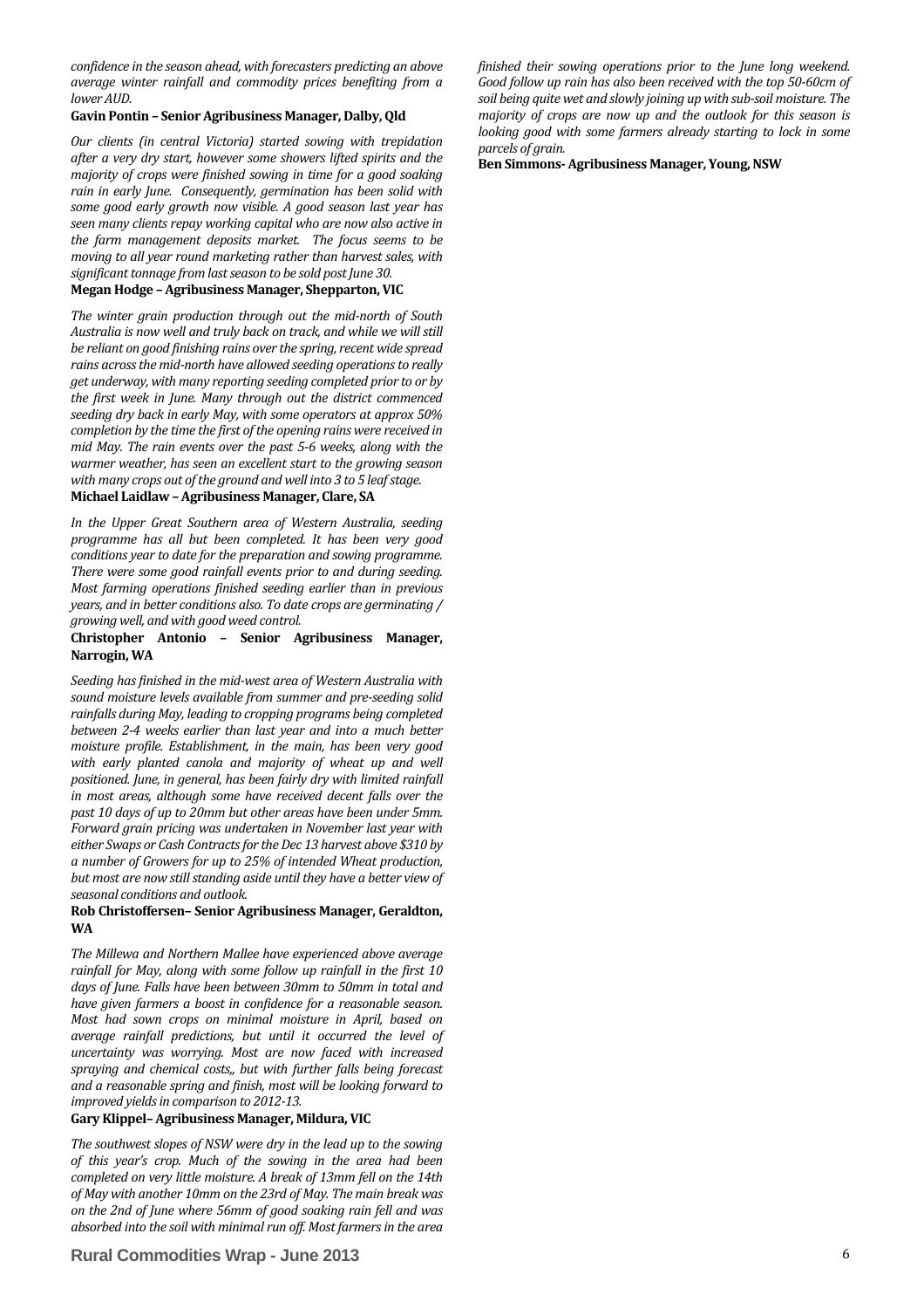*confidence in the season ahead, with forecasters predicting an above average winter rainfall and commodity prices benefiting from a lower AUD.*

**Gavin Pontin – Senior Agribusiness Manager, Dalby, Qld**

*Our clients (in central Victoria) started sowing with trepidation after a very dry start, however some showers lifted spirits and the majority of crops were finished sowing in time for a good soaking rain in early June. Consequently, germination has been solid with some good early growth now visible. A good season last year has seen many clients repay working capital who are now also active in the farm management deposits market. The focus seems to be moving to all year round marketing rather than harvest sales, with significant tonnage from last season to be sold post June 30.*

**Megan Hodge – Agribusiness Manager, Shepparton, VIC**

*The winter grain production through out the mid-north of South Australia is now well and truly back on track, and while we will still be reliant on good finishing rains over the spring, recent wide spread rains across the mid-north have allowed seeding operations to really get underway, with many reporting seeding completed prior to or by the first week in June. Many through out the district commenced seeding dry back in early May, with some operators at approx 50% completion by the time the first of the opening rains were received in mid May. The rain events over the past 5-6 weeks, along with the warmer weather, has seen an excellent start to the growing season with many crops out of the ground and well into 3 to 5 leaf stage.*

**Michael Laidlaw – Agribusiness Manager, Clare, SA**

*In the Upper Great Southern area of Western Australia, seeding programme has all but been completed. It has been very good conditions year to date for the preparation and sowing programme. There were some good rainfall events prior to and during seeding. Most farming operations finished seeding earlier than in previous years, and in better conditions also. To date crops are germinating / growing well, and with good weed control.*

**Christopher Antonio – Senior Agribusiness Manager, Narrogin, WA**

*Seeding has finished in the mid-west area of Western Australia with sound moisture levels available from summer and pre-seeding solid rainfalls during May, leading to cropping programs being completed between 2-4 weeks earlier than last year and into a much better moisture profile. Establishment, in the main, has been very good with early planted canola and majority of wheat up and well positioned. June, in general, has been fairly dry with limited rainfall in most areas, although some have received decent falls over the past 10 days of up to 20mm but other areas have been under 5mm. Forward grain pricing was undertaken in November last year with either Swaps or Cash Contracts for the Dec 13 harvest above $310 by a number of Growers for up to 25% of intended Wheat production, but most are now still standing aside until they have a better view of seasonal conditions and outlook.*

**Rob Christoffersen– Senior Agribusiness Manager, Geraldton, WA**

*The Millewa and Northern Mallee have experienced above average rainfall for May, along with some follow up rainfall in the first 10 days of June. Falls have been between 30mm to 50mm in total and have given farmers a boost in confidence for a reasonable season. Most had sown crops on minimal moisture in April, based on average rainfall predictions, but until it occurred the level of uncertainty was worrying. Most are now faced with increased spraying and chemical costs,, but with further falls being forecast and a reasonable spring and finish, most will be looking forward to improved yields in comparison to 2012-13.*

**Gary Klippel– Agribusiness Manager, Mildura, VIC**

*The southwest slopes of NSW were dry in the lead up to the sowing of this year's crop. Much of the sowing in the area had been completed on very little moisture. A break of 13mm fell on the 14th of May with another 10mm on the 23rd of May. The main break was on the 2nd of June where 56mm of good soaking rain fell and was absorbed into the soil with minimal run off. Most farmers in the area finished their sowing operations prior to the June long weekend. Good follow up rain has also been received with the top 50-60cm of soil being quite wet and slowly joining up with sub-soil moisture. The majority of crops are now up and the outlook for this season is looking good with some farmers already starting to lock in some parcels of grain.*

**Ben Simmons- Agribusiness Manager, Young, NSW**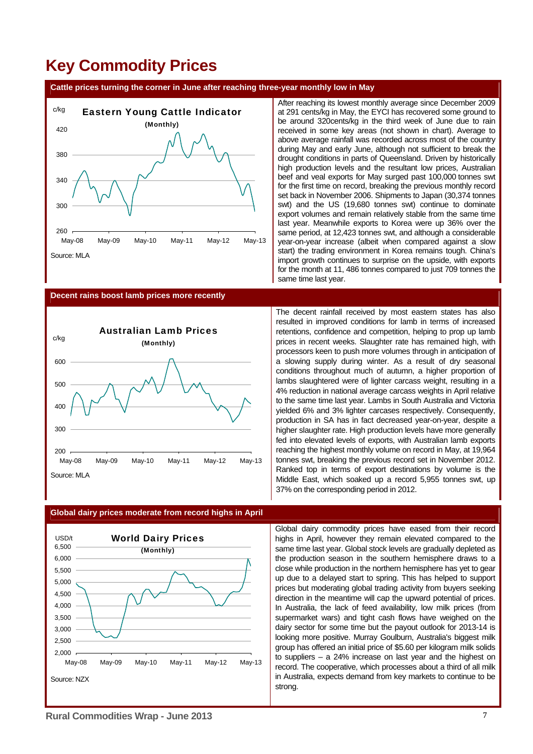# Key Commodity Prices

## Cattle prices turning the corner in June after reaching three-year monthly low in May

**Eastern Young Cattle Indicator** (Monthly)

Source: MLA

After reaching its lowest monthly average since December 2009 at 291 cents/kg in May, the EYCI has recovered some ground to be around 320cents/kg in the third week of June due to rain received in some key areas (not shown in chart). Average to above average rainfall was recorded across most of the country during May and early June, although not sufficient to break the drought conditions in parts of Queensland. Driven by historically high production levels and the resultant low prices, Australian beef and veal exports for May surged past 100,000 tonnes swt for the first time on record, breaking the previous monthly record set back in November 2006. Shipments to Japan (30,374 tonnes swt) and the US (19,680 tonnes swt) continue to dominate export volumes and remain relatively stable from the same time last year. Meanwhile exports to Korea were up 36% over the same period, at 12,423 tonnes swt, and although a considerable year-on-year increase (albeit when compared against a slow start) the trading environment in Korea remains tough. China's import growth continues to surprise on the upside, with exports for the month at 11, 486 tonnes compared to just 709 tonnes the same time last year.

## Decent rains boost lamb prices more recently

**Australian Lamb Prices** (Monthly)

Source: MLA

The decent rainfall received by most eastern states has also resulted in improved conditions for lamb in terms of increased retentions, confidence and competition, helping to prop up lamb prices in recent weeks. Slaughter rate has remained high, with processors keen to push more volumes through in anticipation of a slowing supply during winter. As a result of dry seasonal conditions throughout much of autumn, a higher proportion of lambs slaughtered were of lighter carcass weight, resulting in a 4% reduction in national average carcass weights in April relative to the same time last year. Lambs in South Australia and Victoria yielded 6% and 3% lighter carcases respectively. Consequently, production in SA has in fact decreased year-on-year, despite a higher slaughter rate. High production levels have more generally fed into elevated levels of exports, with Australian lamb exports reaching the highest monthly volume on record in May, at 19,964 tonnes swt, breaking the previous record set in November 2012. Ranked top in terms of export destinations by volume is the Middle East, which soaked up a record 5,955 tonnes swt, up 37% on the corresponding period in 2012.

## Global dairy prices moderate from record highs in April

**World Dairy Prices** (Monthly)

Source: NZX

Global dairy commodity prices have eased from their record highs in April, however they remain elevated compared to the same time last year. Global stock levels are gradually depleted as the production season in the southern hemisphere draws to a close while production in the northern hemisphere has yet to gear up due to a delayed start to spring. This has helped to support prices but moderating global trading activity from buyers seeking direction in the meantime will cap the upward potential of prices. In Australia, the lack of feed availability, low milk prices (from supermarket wars) and tight cash flows have weighed on the dairy sector for some time but the payout outlook for 2013-14 is looking more positive. Murray Goulburn, Australia's biggest milk group has offered an initial price of $5.60 per kilogram milk solids to suppliers – a 24% increase on last year and the highest on record. The cooperative, which processes about a third of all milk in Australia, expects demand from key markets to continue to be strong.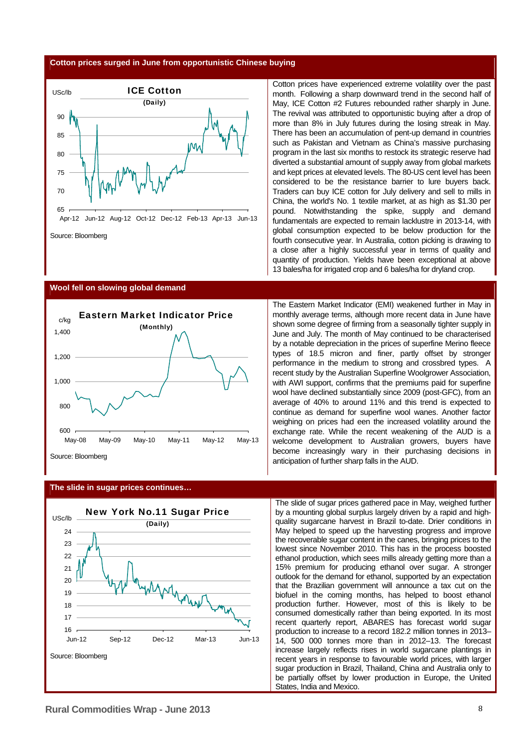## Cotton prices surged in June from opportunistic Chinese buying

**ICE Cotton**
(Daily)

USc/lb

Source: Bloomberg

Cotton prices have experienced extreme volatility over the past month. Following a sharp downward trend in the second half of May, ICE Cotton #2 Futures rebounded rather sharply in June. The revival was attributed to opportunistic buying after a drop of more than 8% in July futures during the losing streak in May. There has been an accumulation of pent-up demand in countries such as Pakistan and Vietnam as China's massive purchasing program in the last six months to restock its strategic reserve had diverted a substantial amount of supply away from global markets and kept prices at elevated levels. The 80-US cent level has been considered to be the resistance barrier to lure buyers back. Traders can buy ICE cotton for July delivery and sell to mills in China, the world's No. 1 textile market, at as high as $1.30 per pound. Notwithstanding the spike, supply and demand fundamentals are expected to remain lacklustre in 2013-14, with global consumption expected to be below production for the fourth consecutive year. In Australia, cotton picking is drawing to a close after a highly successful year in terms of quality and quantity of production. Yields have been exceptional at above 13 bales/ha for irrigated crop and 6 bales/ha for dryland crop.

## Wool fell on slowing global demand

**Eastern Market Indicator Price**
(Monthly)

c/kg

Source: Bloomberg

The Eastern Market Indicator (EMI) weakened further in May in monthly average terms, although more recent data in June have shown some degree of firming from a seasonally tighter supply in June and July. The month of May continued to be characterised by a notable depreciation in the prices of superfine Merino fleece types of 18.5 micron and finer, partly offset by stronger performance in the medium to strong and crossbred types. A recent study by the Australian Superfine Woolgrower Association, with AWI support, confirms that the premiums paid for superfine wool have declined substantially since 2009 (post-GFC), from an average of 40% to around 11% and this trend is expected to continue as demand for superfine wool wanes. Another factor weighing on prices had been the increased volatility around the exchange rate. While the recent weakening of the AUD is a welcome development to Australian growers, buyers have become increasingly wary in their purchasing decisions in anticipation of further sharp falls in the AUD.

## The slide in sugar prices continues…

**New York No.11 Sugar Price**
(Daily)

USc/lb

Source: Bloomberg

The slide of sugar prices gathered pace in May, weighed further by a mounting global surplus largely driven by a rapid and high-quality sugarcane harvest in Brazil to-date. Drier conditions in May helped to speed up the harvesting progress and improve the recoverable sugar content in the canes, bringing prices to the lowest since November 2010. This has in the process boosted ethanol production, which sees mills already getting more than a 15% premium for producing ethanol over sugar. A stronger outlook for the demand for ethanol, supported by an expectation that the Brazilian government will announce a tax cut on the biofuel in the coming months, has helped to boost ethanol production further. However, most of this is likely to be consumed domestically rather than being exported. In its most recent quarterly report, ABARES has forecast world sugar production to increase to a record 182.2 million tonnes in 2013–14, 500 000 tonnes more than in 2012–13. The forecast increase largely reflects rises in world sugarcane plantings in recent years in response to favourable world prices, with larger sugar production in Brazil, Thailand, China and Australia only to be partially offset by lower production in Europe, the United States, India and Mexico.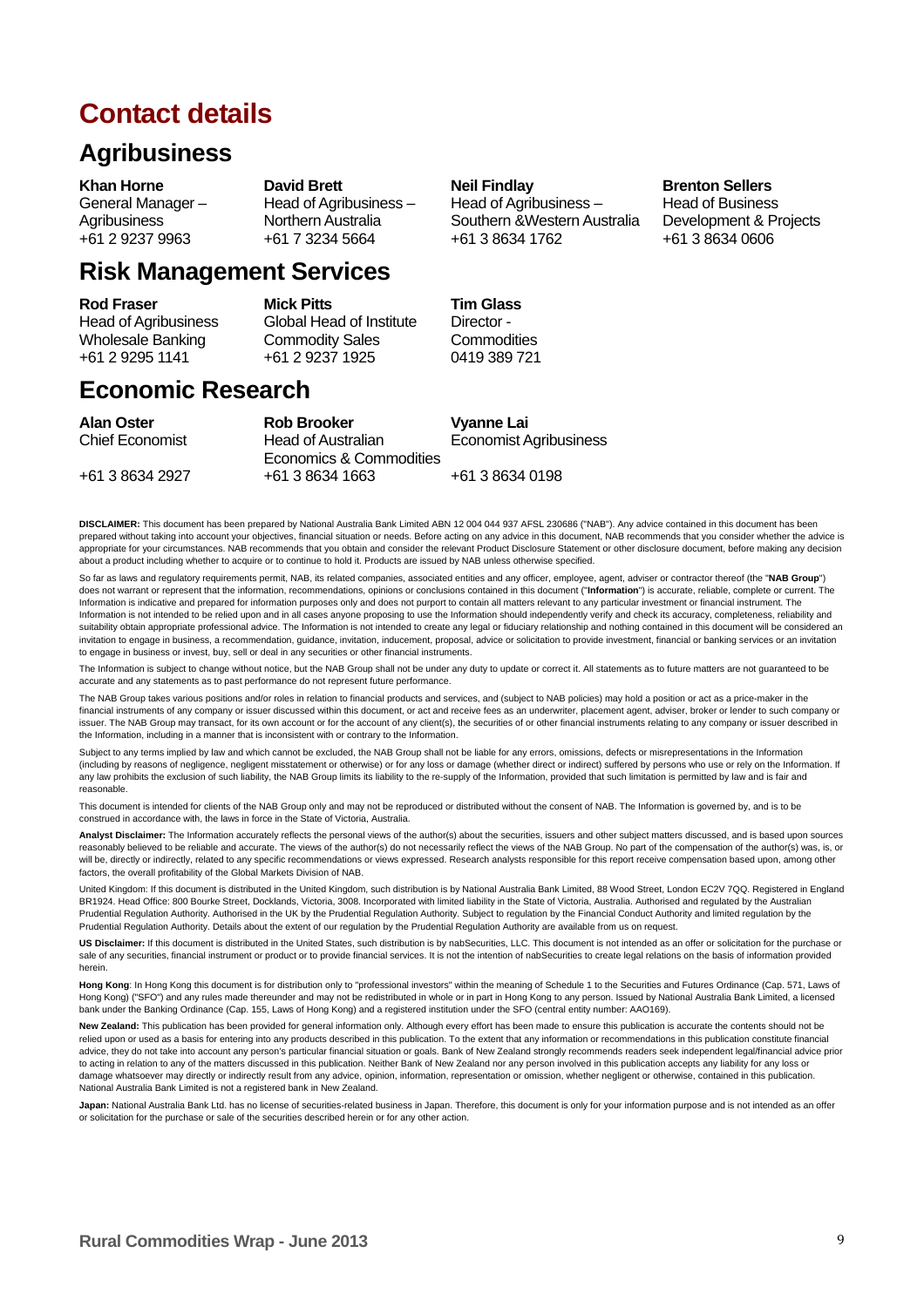# Contact details

## Agribusiness

**Khan Horne**
General Manager – Agribusiness
+61 2 9237 9963

**David Brett**
Head of Agribusiness – Northern Australia
+61 7 3234 5664

**Neil Findlay**
Head of Agribusiness – Southern &Western Australia
+61 3 8634 1762

**Brenton Sellers**
Head of Business Development & Projects
+61 3 8634 0606

## Risk Management Services

**Rod Fraser**
Head of Agribusiness Wholesale Banking
+61 2 9295 1141

**Mick Pitts**
Global Head of Institute Commodity Sales
+61 2 9237 1925

**Tim Glass**
Director - Commodities
0419 389 721

## Economic Research

**Alan Oster**
Chief Economist
+61 3 8634 2927

**Rob Brooker**
Head of Australian Economics & Commodities
+61 3 8634 1663

**Vyanne Lai**
Economist Agribusiness
+61 3 8634 0198

**DISCLAIMER:** This document has been prepared by National Australia Bank Limited ABN 12 004 044 937 AFSL 230686 ("NAB"). Any advice contained in this document has been prepared without taking into account your objectives, financial situation or needs. Before acting on any advice in this document, NAB recommends that you consider whether the advice is appropriate for your circumstances. NAB recommends that you obtain and consider the relevant Product Disclosure Statement or other disclosure document, before making any decision about a product including whether to acquire or to continue to hold it. Products are issued by NAB unless otherwise specified.

So far as laws and regulatory requirements permit, NAB, its related companies, associated entities and any officer, employee, agent, adviser or contractor thereof (the "**NAB Group**") does not warrant or represent that the information, recommendations, opinions or conclusions contained in this document ("**Information**") is accurate, reliable, complete or current. The Information is indicative and prepared for information purposes only and does not purport to contain all matters relevant to any particular investment or financial instrument. The Information is not intended to be relied upon and in all cases anyone proposing to use the Information should independently verify and check its accuracy, completeness, reliability and suitability obtain appropriate professional advice. The Information is not intended to create any legal or fiduciary relationship and nothing contained in this document will be considered an invitation to engage in business, a recommendation, guidance, invitation, inducement, proposal, advice or solicitation to provide investment, financial or banking services or an invitation to engage in business or invest, buy, sell or deal in any securities or other financial instruments.

The Information is subject to change without notice, but the NAB Group shall not be under any duty to update or correct it. All statements as to future matters are not guaranteed to be accurate and any statements as to past performance do not represent future performance.

The NAB Group takes various positions and/or roles in relation to financial products and services, and (subject to NAB policies) may hold a position or act as a price-maker in the financial instruments of any company or issuer discussed within this document, or act and receive fees as an underwriter, placement agent, adviser, broker or lender to such company or issuer. The NAB Group may transact, for its own account or for the account of any client(s), the securities of or other financial instruments relating to any company or issuer described in the Information, including in a manner that is inconsistent with or contrary to the Information.

Subject to any terms implied by law and which cannot be excluded, the NAB Group shall not be liable for any errors, omissions, defects or misrepresentations in the Information (including by reasons of negligence, negligent misstatement or otherwise) or for any loss or damage (whether direct or indirect) suffered by persons who use or rely on the Information. If any law prohibits the exclusion of such liability, the NAB Group limits its liability to the re-supply of the Information, provided that such limitation is permitted by law and is fair and reasonable.

This document is intended for clients of the NAB Group only and may not be reproduced or distributed without the consent of NAB. The Information is governed by, and is to be construed in accordance with, the laws in force in the State of Victoria, Australia.

**Analyst Disclaimer:** The Information accurately reflects the personal views of the author(s) about the securities, issuers and other subject matters discussed, and is based upon sources reasonably believed to be reliable and accurate. The views of the author(s) do not necessarily reflect the views of the NAB Group. No part of the compensation of the author(s) was, is, or will be, directly or indirectly, related to any specific recommendations or views expressed. Research analysts responsible for this report receive compensation based upon, among other factors, the overall profitability of the Global Markets Division of NAB.

United Kingdom: If this document is distributed in the United Kingdom, such distribution is by National Australia Bank Limited, 88 Wood Street, London EC2V 7QQ. Registered in England BR1924. Head Office: 800 Bourke Street, Docklands, Victoria, 3008. Incorporated with limited liability in the State of Victoria, Australia. Authorised and regulated by the Australian Prudential Regulation Authority. Authorised in the UK by the Prudential Regulation Authority. Subject to regulation by the Financial Conduct Authority and limited regulation by the Prudential Regulation Authority. Details about the extent of our regulation by the Prudential Regulation Authority are available from us on request.

**US Disclaimer:** If this document is distributed in the United States, such distribution is by nabSecurities, LLC. This document is not intended as an offer or solicitation for the purchase or sale of any securities, financial instrument or product or to provide financial services. It is not the intention of nabSecurities to create legal relations on the basis of information provided herein.

**Hong Kong**: In Hong Kong this document is for distribution only to "professional investors" within the meaning of Schedule 1 to the Securities and Futures Ordinance (Cap. 571, Laws of Hong Kong) ("SFO") and any rules made thereunder and may not be redistributed in whole or in part in Hong Kong to any person. Issued by National Australia Bank Limited, a licensed bank under the Banking Ordinance (Cap. 155, Laws of Hong Kong) and a registered institution under the SFO (central entity number: AAO169).

**New Zealand:** This publication has been provided for general information only. Although every effort has been made to ensure this publication is accurate the contents should not be relied upon or used as a basis for entering into any products described in this publication. To the extent that any information or recommendations in this publication constitute financial advice, they do not take into account any person's particular financial situation or goals. Bank of New Zealand strongly recommends readers seek independent legal/financial advice prior to acting in relation to any of the matters discussed in this publication. Neither Bank of New Zealand nor any person involved in this publication accepts any liability for any loss or damage whatsoever may directly or indirectly result from any advice, opinion, information, representation or omission, whether negligent or otherwise, contained in this publication. National Australia Bank Limited is not a registered bank in New Zealand.

**Japan:** National Australia Bank Ltd. has no license of securities-related business in Japan. Therefore, this document is only for your information purpose and is not intended as an offer or solicitation for the purchase or sale of the securities described herein or for any other action.